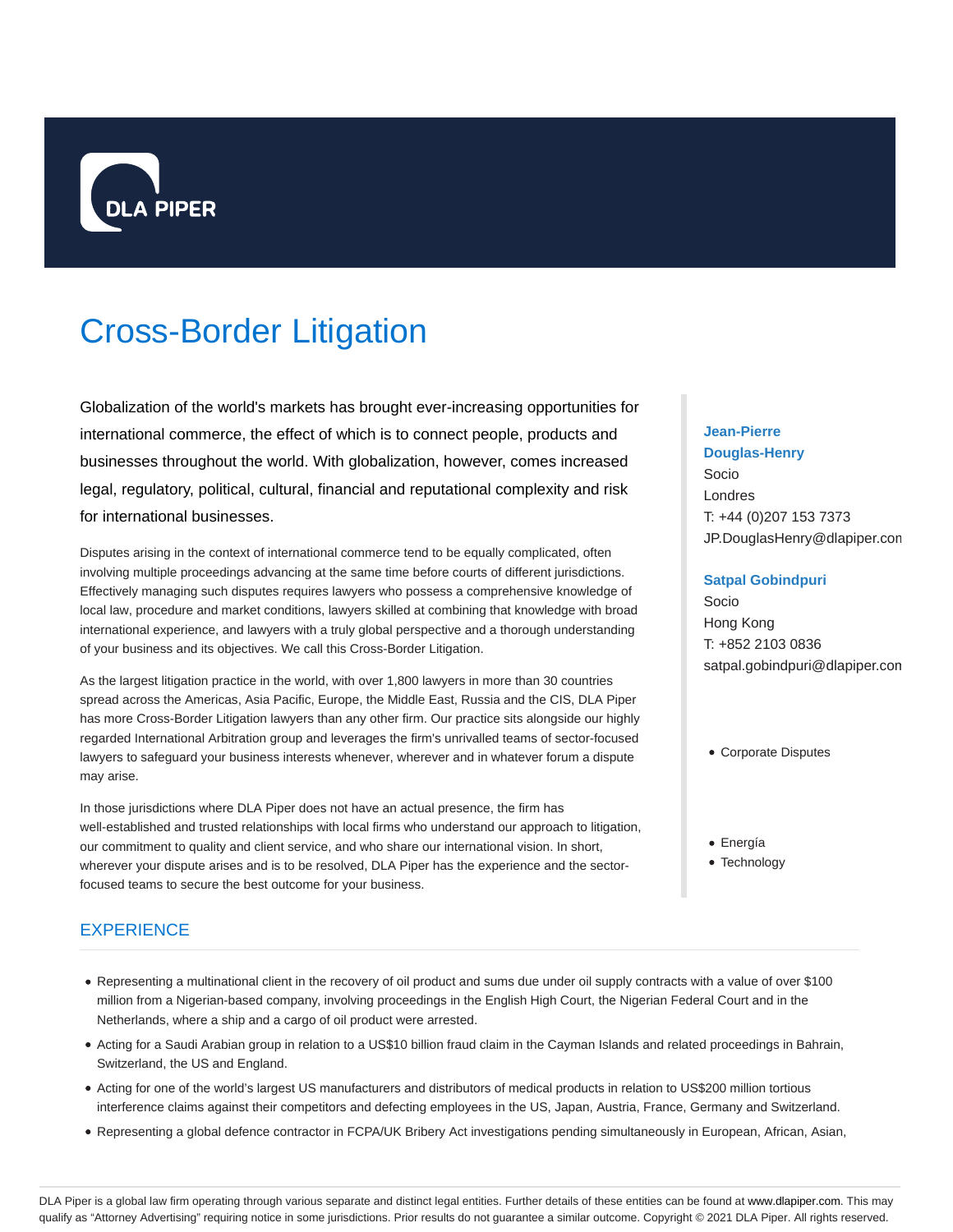DLA PIPER

# Cross-Border Litigation

Globalization of the world's markets has brought ever-increasing opportunities for international commerce, the effect of which is to connect people, products and businesses throughout the world. With globalization, however, comes increased legal, regulatory, political, cultural, financial and reputational complexity and risk for international businesses.

Disputes arising in the context of international commerce tend to be equally complicated, often involving multiple proceedings advancing at the same time before courts of different jurisdictions. Effectively managing such disputes requires lawyers who possess a comprehensive knowledge of local law, procedure and market conditions, lawyers skilled at combining that knowledge with broad international experience, and lawyers with a truly global perspective and a thorough understanding of your business and its objectives. We call this Cross-Border Litigation.

As the largest litigation practice in the world, with over 1,800 lawyers in more than 30 countries spread across the Americas, Asia Pacific, Europe, the Middle East, Russia and the CIS, DLA Piper has more Cross-Border Litigation lawyers than any other firm. Our practice sits alongside our highly regarded International Arbitration group and leverages the firm's unrivalled teams of sector-focused lawyers to safeguard your business interests whenever, wherever and in whatever forum a dispute may arise.

In those jurisdictions where DLA Piper does not have an actual presence, the firm has well-established and trusted relationships with local firms who understand our approach to litigation, our commitment to quality and client service, and who share our international vision. In short, wherever your dispute arises and is to be resolved, DLA Piper has the experience and the sector-focused teams to secure the best outcome for your business.

**Jean-Pierre Douglas-Henry**
Socio
Londres
T: +44 (0)207 153 7373
JP.DouglasHenry@dlapiper.com

**Satpal Gobindpuri**
Socio
Hong Kong
T: +852 2103 0836
satpal.gobindpuri@dlapiper.com

- Corporate Disputes

- Energía
- Technology

## EXPERIENCE

- Representing a multinational client in the recovery of oil product and sums due under oil supply contracts with a value of over $100 million from a Nigerian-based company, involving proceedings in the English High Court, the Nigerian Federal Court and in the Netherlands, where a ship and a cargo of oil product were arrested.
- Acting for a Saudi Arabian group in relation to a US$10 billion fraud claim in the Cayman Islands and related proceedings in Bahrain, Switzerland, the US and England.
- Acting for one of the world's largest US manufacturers and distributors of medical products in relation to US$200 million tortious interference claims against their competitors and defecting employees in the US, Japan, Austria, France, Germany and Switzerland.
- Representing a global defence contractor in FCPA/UK Bribery Act investigations pending simultaneously in European, African, Asian,

DLA Piper is a global law firm operating through various separate and distinct legal entities. Further details of these entities can be found at www.dlapiper.com. This may qualify as "Attorney Advertising" requiring notice in some jurisdictions. Prior results do not guarantee a similar outcome. Copyright © 2021 DLA Piper. All rights reserved.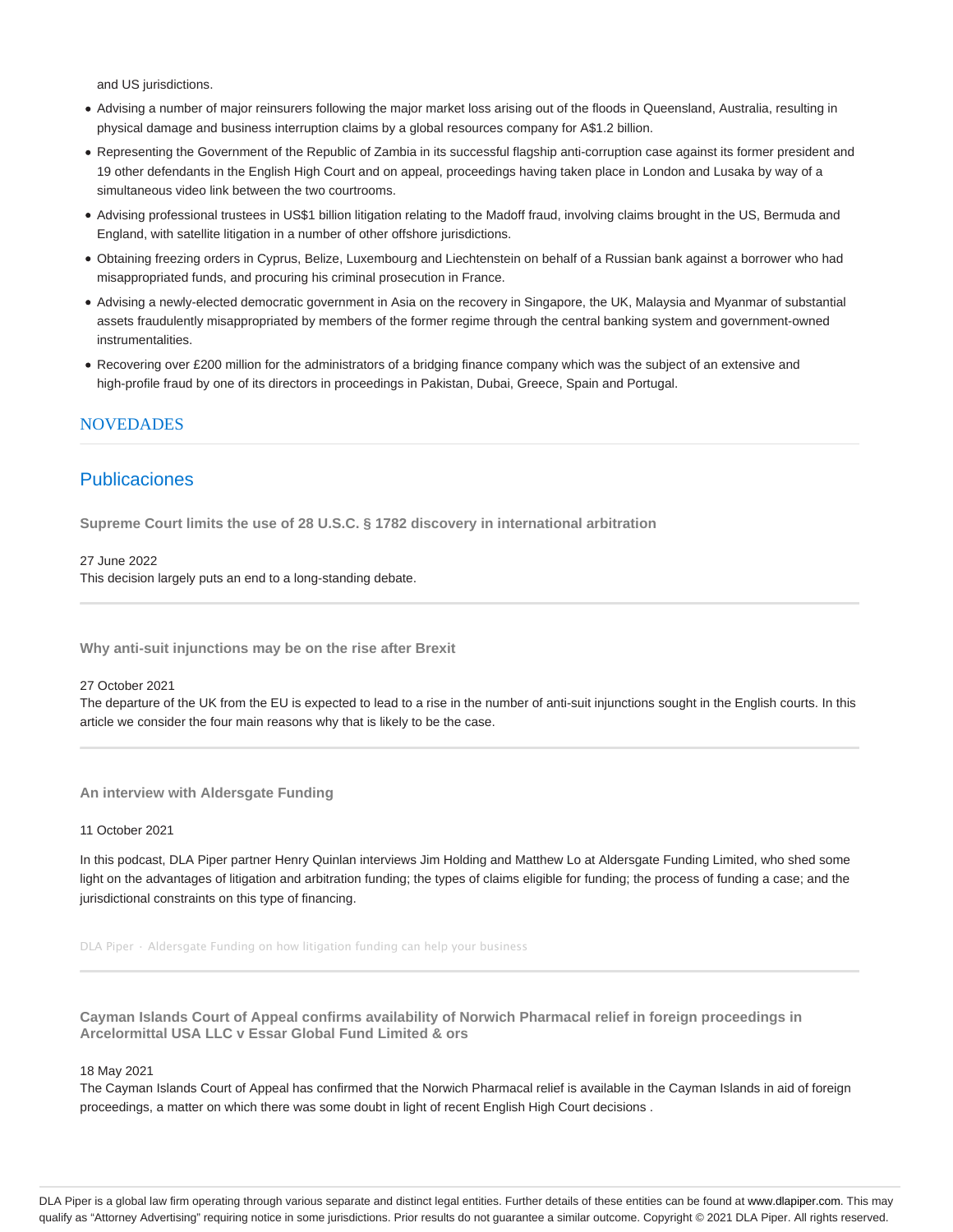and US jurisdictions.

- Advising a number of major reinsurers following the major market loss arising out of the floods in Queensland, Australia, resulting in physical damage and business interruption claims by a global resources company for A$1.2 billion.
- Representing the Government of the Republic of Zambia in its successful flagship anti-corruption case against its former president and 19 other defendants in the English High Court and on appeal, proceedings having taken place in London and Lusaka by way of a simultaneous video link between the two courtrooms.
- Advising professional trustees in US$1 billion litigation relating to the Madoff fraud, involving claims brought in the US, Bermuda and England, with satellite litigation in a number of other offshore jurisdictions.
- Obtaining freezing orders in Cyprus, Belize, Luxembourg and Liechtenstein on behalf of a Russian bank against a borrower who had misappropriated funds, and procuring his criminal prosecution in France.
- Advising a newly-elected democratic government in Asia on the recovery in Singapore, the UK, Malaysia and Myanmar of substantial assets fraudulently misappropriated by members of the former regime through the central banking system and government-owned instrumentalities.
- Recovering over £200 million for the administrators of a bridging finance company which was the subject of an extensive and high-profile fraud by one of its directors in proceedings in Pakistan, Dubai, Greece, Spain and Portugal.

## NOVEDADES

## Publicaciones

### Supreme Court limits the use of 28 U.S.C. § 1782 discovery in international arbitration

27 June 2022

This decision largely puts an end to a long-standing debate.

### Why anti-suit injunctions may be on the rise after Brexit

27 October 2021

The departure of the UK from the EU is expected to lead to a rise in the number of anti-suit injunctions sought in the English courts. In this article we consider the four main reasons why that is likely to be the case.

### An interview with Aldersgate Funding

11 October 2021

In this podcast, DLA Piper partner Henry Quinlan interviews Jim Holding and Matthew Lo at Aldersgate Funding Limited, who shed some light on the advantages of litigation and arbitration funding; the types of claims eligible for funding; the process of funding a case; and the jurisdictional constraints on this type of financing.

DLA Piper · Aldersgate Funding on how litigation funding can help your business

### Cayman Islands Court of Appeal confirms availability of Norwich Pharmacal relief in foreign proceedings in Arcelormittal USA LLC v Essar Global Fund Limited & ors

18 May 2021

The Cayman Islands Court of Appeal has confirmed that the Norwich Pharmacal relief is available in the Cayman Islands in aid of foreign proceedings, a matter on which there was some doubt in light of recent English High Court decisions .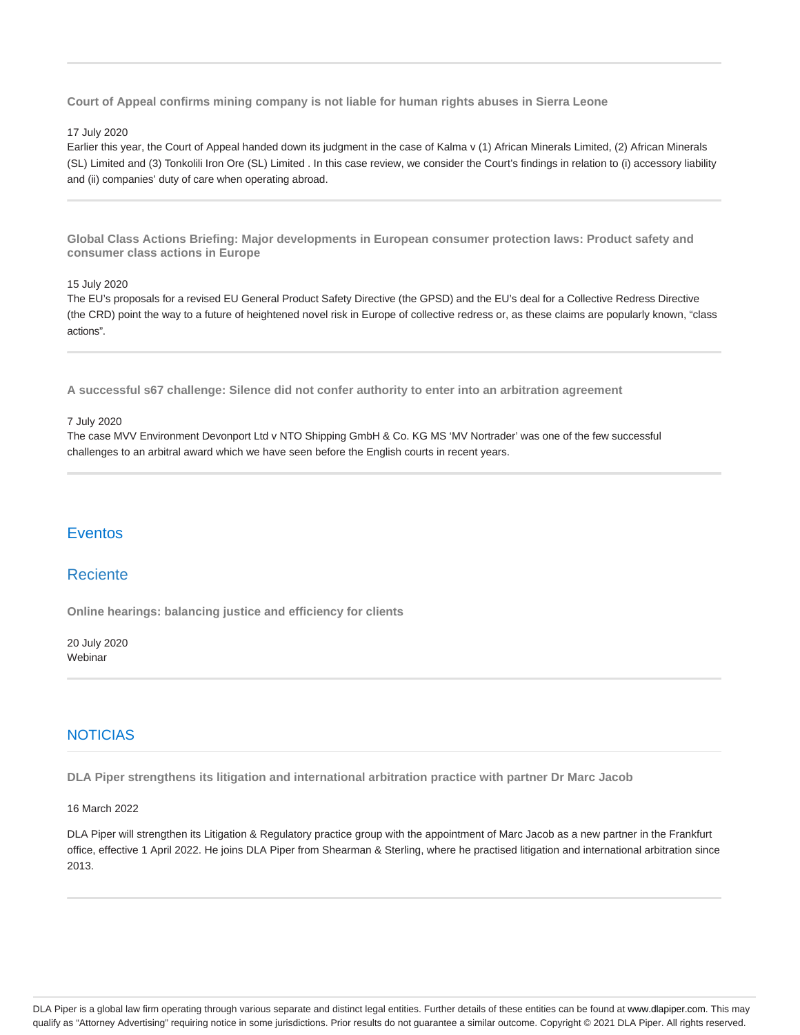**Court of Appeal confirms mining company is not liable for human rights abuses in Sierra Leone**

17 July 2020

Earlier this year, the Court of Appeal handed down its judgment in the case of Kalma v (1) African Minerals Limited, (2) African Minerals (SL) Limited and (3) Tonkolili Iron Ore (SL) Limited . In this case review, we consider the Court's findings in relation to (i) accessory liability and (ii) companies' duty of care when operating abroad.

---

**Global Class Actions Briefing: Major developments in European consumer protection laws: Product safety and consumer class actions in Europe**

15 July 2020

The EU's proposals for a revised EU General Product Safety Directive (the GPSD) and the EU's deal for a Collective Redress Directive (the CRD) point the way to a future of heightened novel risk in Europe of collective redress or, as these claims are popularly known, "class actions".

---

**A successful s67 challenge: Silence did not confer authority to enter into an arbitration agreement**

7 July 2020

The case MVV Environment Devonport Ltd v NTO Shipping GmbH & Co. KG MS 'MV Nortrader' was one of the few successful challenges to an arbitral award which we have seen before the English courts in recent years.

---

## Eventos

## Reciente

**Online hearings: balancing justice and efficiency for clients**

20 July 2020
Webinar

---

## NOTICIAS

**DLA Piper strengthens its litigation and international arbitration practice with partner Dr Marc Jacob**

16 March 2022

DLA Piper will strengthen its Litigation & Regulatory practice group with the appointment of Marc Jacob as a new partner in the Frankfurt office, effective 1 April 2022. He joins DLA Piper from Shearman & Sterling, where he practised litigation and international arbitration since 2013.

---

DLA Piper is a global law firm operating through various separate and distinct legal entities. Further details of these entities can be found at www.dlapiper.com. This may qualify as "Attorney Advertising" requiring notice in some jurisdictions. Prior results do not guarantee a similar outcome. Copyright © 2021 DLA Piper. All rights reserved.